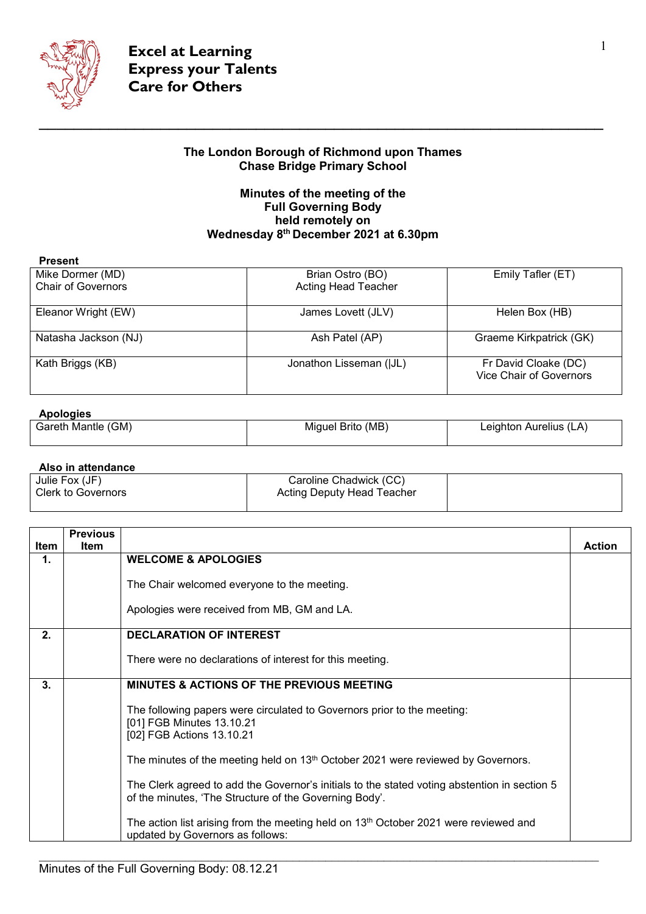**Excel at Learning**
**Express your Talents**
**Care for Others**

---

**The London Borough of Richmond upon Thames**
**Chase Bridge Primary School**

**Minutes of the meeting of the**
**Full Governing Body**
**held remotely on**
**Wednesday 8th December 2021 at 6.30pm**

**Present**

| | | |
|---|---|---|
| Mike Dormer (MD)<br>Chair of Governors | Brian Ostro (BO)<br>Acting Head Teacher | Emily Tafler (ET) |
| Eleanor Wright (EW) | James Lovett (JLV) | Helen Box (HB) |
| Natasha Jackson (NJ) | Ash Patel (AP) | Graeme Kirkpatrick (GK) |
| Kath Briggs (KB) | Jonathon Lisseman (|JL) | Fr David Cloake (DC)<br>Vice Chair of Governors |

**Apologies**

| | | |
|---|---|---|
| Gareth Mantle (GM) | Miguel Brito (MB) | Leighton Aurelius (LA) |

**Also in attendance**

| | | |
|---|---|---|
| Julie Fox (JF)<br>Clerk to Governors | Caroline Chadwick (CC)<br>Acting Deputy Head Teacher | |

| Item | Previous Item | | Action |
|---|---|---|---|
| **1.** | | **WELCOME & APOLOGIES**<br><br>The Chair welcomed everyone to the meeting.<br><br>Apologies were received from MB, GM and LA. | |
| **2.** | | **DECLARATION OF INTEREST**<br><br>There were no declarations of interest for this meeting. | |
| **3.** | | **MINUTES & ACTIONS OF THE PREVIOUS MEETING**<br><br>The following papers were circulated to Governors prior to the meeting:<br>[01] FGB Minutes 13.10.21<br>[02] FGB Actions 13.10.21<br><br>The minutes of the meeting held on 13th October 2021 were reviewed by Governors.<br><br>The Clerk agreed to add the Governor's initials to the stated voting abstention in section 5 of the minutes, 'The Structure of the Governing Body'.<br><br>The action list arising from the meeting held on 13th October 2021 were reviewed and updated by Governors as follows: | |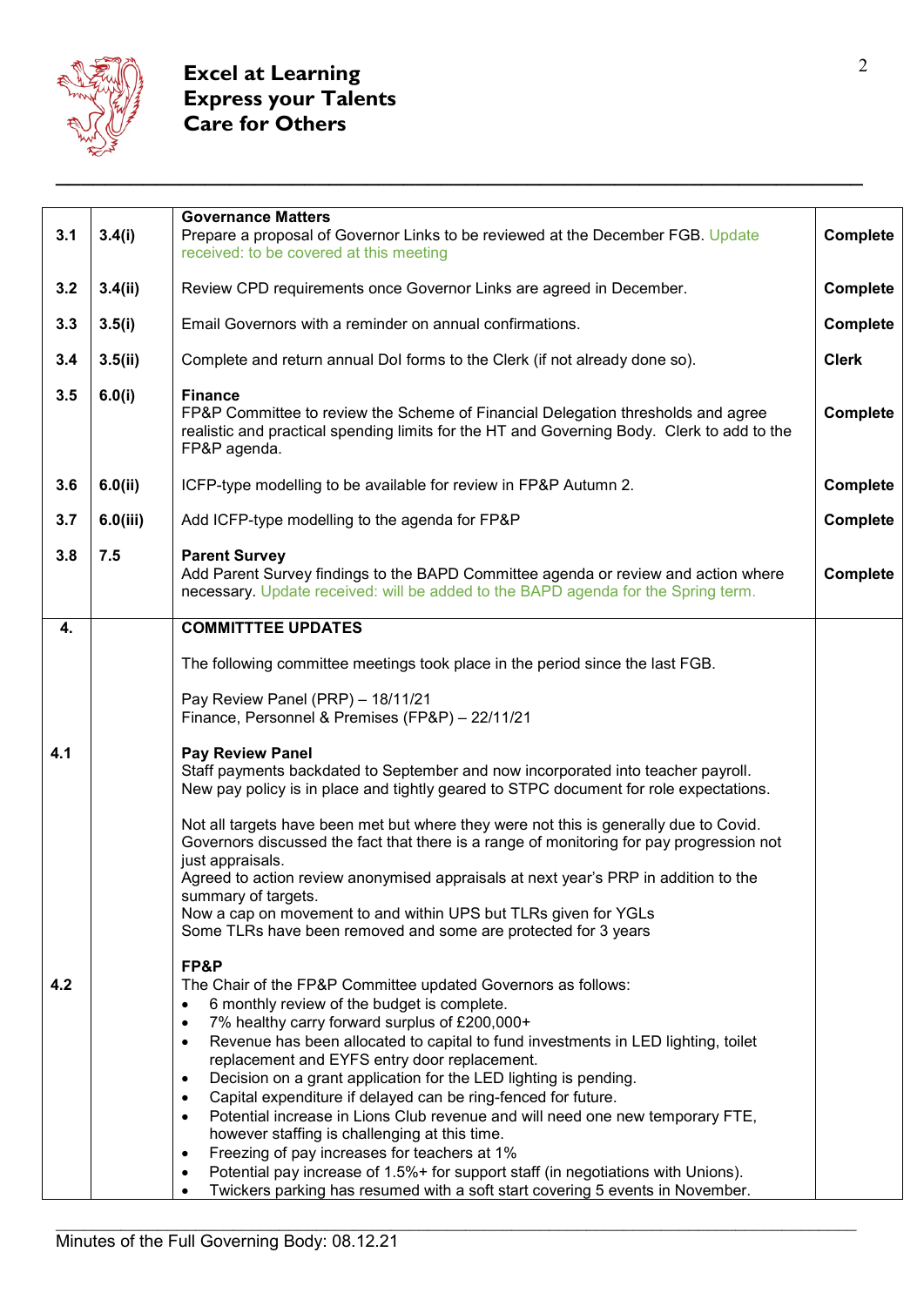**Excel at Learning**
**Express your Talents**
**Care for Others**

| | | | |
|---|---|---|---|
| 3.1 | 3.4(i) | **Governance Matters**<br>Prepare a proposal of Governor Links to be reviewed at the December FGB. Update received: to be covered at this meeting | **Complete** |
| 3.2 | 3.4(ii) | Review CPD requirements once Governor Links are agreed in December. | **Complete** |
| 3.3 | 3.5(i) | Email Governors with a reminder on annual confirmations. | **Complete** |
| 3.4 | 3.5(ii) | Complete and return annual DoI forms to the Clerk (if not already done so). | **Clerk** |
| 3.5 | 6.0(i) | **Finance**<br>FP&P Committee to review the Scheme of Financial Delegation thresholds and agree realistic and practical spending limits for the HT and Governing Body. Clerk to add to the FP&P agenda. | **Complete** |
| 3.6 | 6.0(ii) | ICFP-type modelling to be available for review in FP&P Autumn 2. | **Complete** |
| 3.7 | 6.0(iii) | Add ICFP-type modelling to the agenda for FP&P | **Complete** |
| 3.8 | 7.5 | **Parent Survey**<br>Add Parent Survey findings to the BAPD Committee agenda or review and action where necessary. Update received: will be added to the BAPD agenda for the Spring term. | **Complete** |
| **4.** | | **COMMITTTEE UPDATES**<br><br>The following committee meetings took place in the period since the last FGB.<br><br>Pay Review Panel (PRP) – 18/11/21<br>Finance, Personnel & Premises (FP&P) – 22/11/21 | |
| **4.1** | | **Pay Review Panel**<br>Staff payments backdated to September and now incorporated into teacher payroll. New pay policy is in place and tightly geared to STPC document for role expectations.<br><br>Not all targets have been met but where they were not this is generally due to Covid. Governors discussed the fact that there is a range of monitoring for pay progression not just appraisals.<br>Agreed to action review anonymised appraisals at next year's PRP in addition to the summary of targets.<br>Now a cap on movement to and within UPS but TLRs given for YGLs<br>Some TLRs have been removed and some are protected for 3 years | |
| **4.2** | | **FP&P**<br>The Chair of the FP&P Committee updated Governors as follows:<br>• 6 monthly review of the budget is complete.<br>• 7% healthy carry forward surplus of £200,000+<br>• Revenue has been allocated to capital to fund investments in LED lighting, toilet replacement and EYFS entry door replacement.<br>• Decision on a grant application for the LED lighting is pending.<br>• Capital expenditure if delayed can be ring-fenced for future.<br>• Potential increase in Lions Club revenue and will need one new temporary FTE, however staffing is challenging at this time.<br>• Freezing of pay increases for teachers at 1%<br>• Potential pay increase of 1.5%+ for support staff (in negotiations with Unions).<br>• Twickers parking has resumed with a soft start covering 5 events in November. | |

Minutes of the Full Governing Body: 08.12.21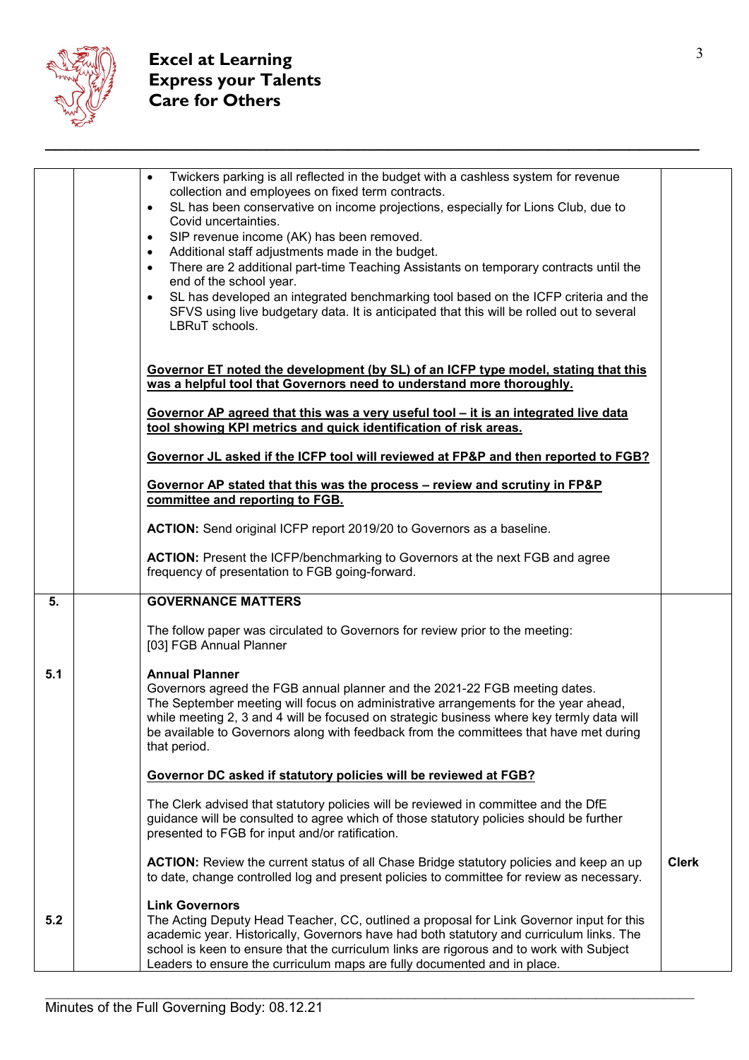| | | | |
|---|---|---|---|
| | | • Twickers parking is all reflected in the budget with a cashless system for revenue collection and employees on fixed term contracts.<br>• SL has been conservative on income projections, especially for Lions Club, due to Covid uncertainties.<br>• SIP revenue income (AK) has been removed.<br>• Additional staff adjustments made in the budget.<br>• There are 2 additional part-time Teaching Assistants on temporary contracts until the end of the school year.<br>• SL has developed an integrated benchmarking tool based on the ICFP criteria and the SFVS using live budgetary data. It is anticipated that this will be rolled out to several LBRuT schools.<br><br>**Governor ET noted the development (by SL) of an ICFP type model, stating that this was a helpful tool that Governors need to understand more thoroughly.**<br><br>**Governor AP agreed that this was a very useful tool – it is an integrated live data tool showing KPI metrics and quick identification of risk areas.**<br><br>**Governor JL asked if the ICFP tool will reviewed at FP&P and then reported to FGB?**<br><br>**Governor AP stated that this was the process – review and scrutiny in FP&P committee and reporting to FGB.**<br><br>**ACTION:** Send original ICFP report 2019/20 to Governors as a baseline.<br><br>**ACTION:** Present the ICFP/benchmarking to Governors at the next FGB and agree frequency of presentation to FGB going-forward. | |
| **5.**<br><br><br><br>**5.1** | | **GOVERNANCE MATTERS**<br><br>The follow paper was circulated to Governors for review prior to the meeting:<br>[03] FGB Annual Planner<br><br>**Annual Planner**<br>Governors agreed the FGB annual planner and the 2021-22 FGB meeting dates.<br>The September meeting will focus on administrative arrangements for the year ahead, while meeting 2, 3 and 4 will be focused on strategic business where key termly data will be available to Governors along with feedback from the committees that have met during that period.<br><br>**Governor DC asked if statutory policies will be reviewed at FGB?**<br><br>The Clerk advised that statutory policies will be reviewed in committee and the DfE guidance will be consulted to agree which of those statutory policies should be further presented to FGB for input and/or ratification.<br><br>**ACTION:** Review the current status of all Chase Bridge statutory policies and keep an up to date, change controlled log and present policies to committee for review as necessary. | <br><br><br><br><br><br><br><br><br><br><br><br><br><br><br>**Clerk** |
| **5.2** | | **Link Governors**<br>The Acting Deputy Head Teacher, CC, outlined a proposal for Link Governor input for this academic year. Historically, Governors have had both statutory and curriculum links. The school is keen to ensure that the curriculum links are rigorous and to work with Subject Leaders to ensure the curriculum maps are fully documented and in place. | |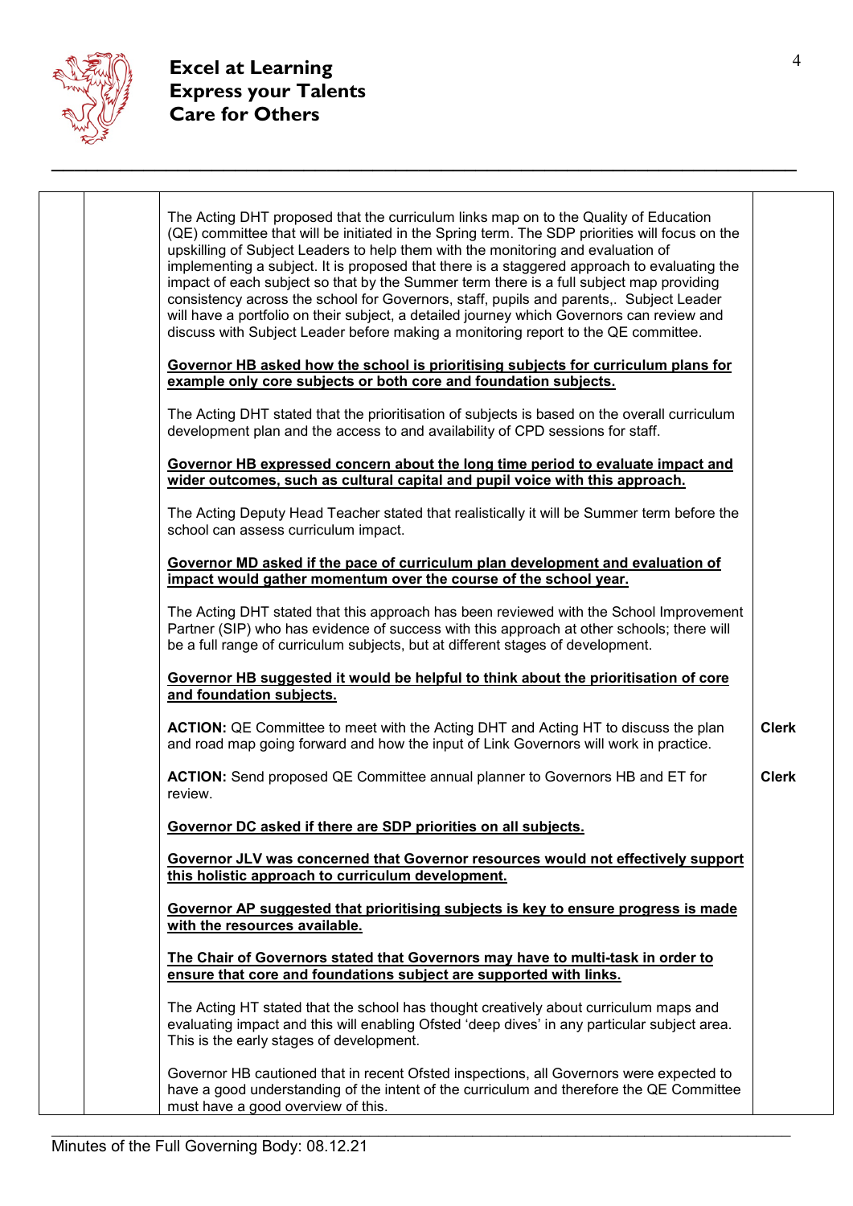The Acting DHT proposed that the curriculum links map on to the Quality of Education (QE) committee that will be initiated in the Spring term. The SDP priorities will focus on the upskilling of Subject Leaders to help them with the monitoring and evaluation of implementing a subject. It is proposed that there is a staggered approach to evaluating the impact of each subject so that by the Summer term there is a full subject map providing consistency across the school for Governors, staff, pupils and parents,. Subject Leader will have a portfolio on their subject, a detailed journey which Governors can review and discuss with Subject Leader before making a monitoring report to the QE committee.

**Governor HB asked how the school is prioritising subjects for curriculum plans for example only core subjects or both core and foundation subjects.**

The Acting DHT stated that the prioritisation of subjects is based on the overall curriculum development plan and the access to and availability of CPD sessions for staff.

**Governor HB expressed concern about the long time period to evaluate impact and wider outcomes, such as cultural capital and pupil voice with this approach.**

The Acting Deputy Head Teacher stated that realistically it will be Summer term before the school can assess curriculum impact.

**Governor MD asked if the pace of curriculum plan development and evaluation of impact would gather momentum over the course of the school year.**

The Acting DHT stated that this approach has been reviewed with the School Improvement Partner (SIP) who has evidence of success with this approach at other schools; there will be a full range of curriculum subjects, but at different stages of development.

**Governor HB suggested it would be helpful to think about the prioritisation of core and foundation subjects.**

**ACTION:** QE Committee to meet with the Acting DHT and Acting HT to discuss the plan and road map going forward and how the input of Link Governors will work in practice. — **Clerk**

**ACTION:** Send proposed QE Committee annual planner to Governors HB and ET for review. — **Clerk**

**Governor DC asked if there are SDP priorities on all subjects.**

**Governor JLV was concerned that Governor resources would not effectively support this holistic approach to curriculum development.**

**Governor AP suggested that prioritising subjects is key to ensure progress is made with the resources available.**

**The Chair of Governors stated that Governors may have to multi-task in order to ensure that core and foundations subject are supported with links.**

The Acting HT stated that the school has thought creatively about curriculum maps and evaluating impact and this will enabling Ofsted 'deep dives' in any particular subject area. This is the early stages of development.

Governor HB cautioned that in recent Ofsted inspections, all Governors were expected to have a good understanding of the intent of the curriculum and therefore the QE Committee must have a good overview of this.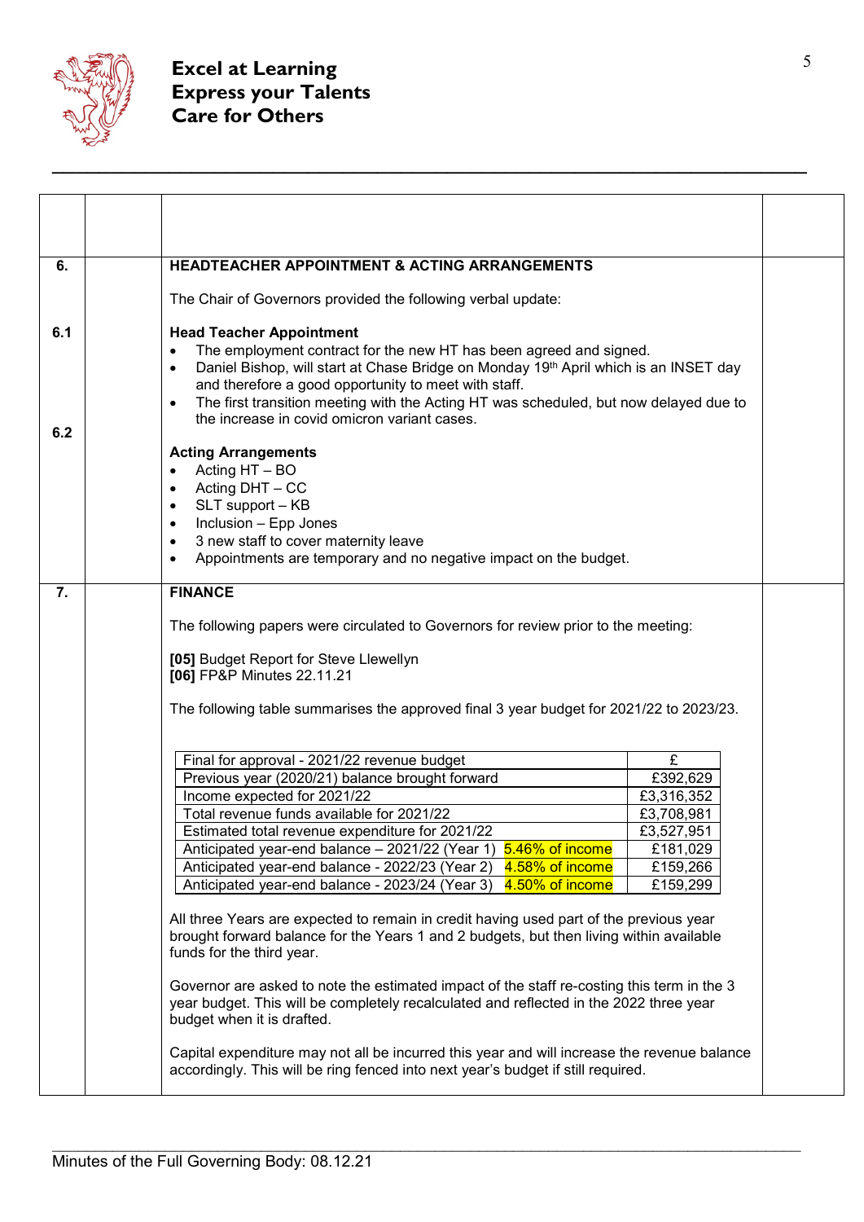Excel at Learning
Express your Talents
Care for Others

| | | | |
|---|---|---|---|
| | | | |
| **6.** | | **HEADTEACHER APPOINTMENT & ACTING ARRANGEMENTS** | |

The Chair of Governors provided the following verbal update:

**6.1 Head Teacher Appointment**

- The employment contract for the new HT has been agreed and signed.
- Daniel Bishop, will start at Chase Bridge on Monday 19th April which is an INSET day and therefore a good opportunity to meet with staff.
- The first transition meeting with the Acting HT was scheduled, but now delayed due to the increase in covid omicron variant cases.

**6.2 Acting Arrangements**

- Acting HT – BO
- Acting DHT – CC
- SLT support – KB
- Inclusion – Epp Jones
- 3 new staff to cover maternity leave
- Appointments are temporary and no negative impact on the budget.

**7. FINANCE**

The following papers were circulated to Governors for review prior to the meeting:

**[05]** Budget Report for Steve Llewellyn
**[06]** FP&P Minutes 22.11.21

The following table summarises the approved final 3 year budget for 2021/22 to 2023/23.

| Final for approval - 2021/22 revenue budget | £ |
|---|---|
| Previous year (2020/21) balance brought forward | £392,629 |
| Income expected for 2021/22 | £3,316,352 |
| Total revenue funds available for 2021/22 | £3,708,981 |
| Estimated total revenue expenditure for 2021/22 | £3,527,951 |
| Anticipated year-end balance – 2021/22 (Year 1) 5.46% of income | £181,029 |
| Anticipated year-end balance - 2022/23 (Year 2) 4.58% of income | £159,266 |
| Anticipated year-end balance - 2023/24 (Year 3) 4.50% of income | £159,299 |

All three Years are expected to remain in credit having used part of the previous year brought forward balance for the Years 1 and 2 budgets, but then living within available funds for the third year.

Governor are asked to note the estimated impact of the staff re-costing this term in the 3 year budget. This will be completely recalculated and reflected in the 2022 three year budget when it is drafted.

Capital expenditure may not all be incurred this year and will increase the revenue balance accordingly. This will be ring fenced into next year's budget if still required.

Minutes of the Full Governing Body: 08.12.21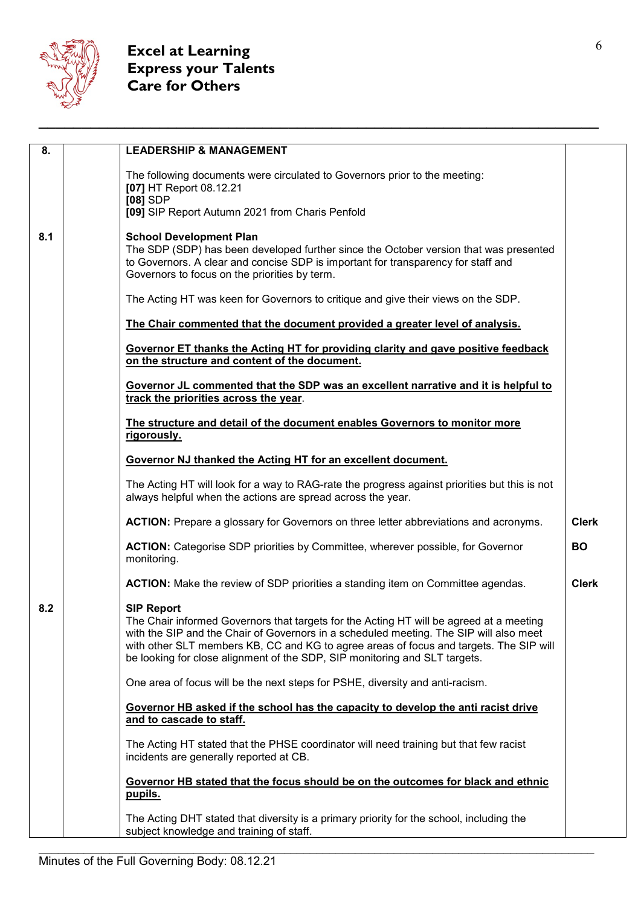**Excel at Learning**
**Express your Talents**
**Care for Others**

| | | | |
|---|---|---|---|
| **8.** | | **LEADERSHIP & MANAGEMENT**<br><br>The following documents were circulated to Governors prior to the meeting:<br>**[07]** HT Report 08.12.21<br>**[08]** SDP<br>**[09]** SIP Report Autumn 2021 from Charis Penfold | |
| **8.1** | | **School Development Plan**<br>The SDP (SDP) has been developed further since the October version that was presented to Governors. A clear and concise SDP is important for transparency for staff and Governors to focus on the priorities by term.<br><br>The Acting HT was keen for Governors to critique and give their views on the SDP.<br><br>**<u>The Chair commented that the document provided a greater level of analysis.</u>**<br><br>**<u>Governor ET thanks the Acting HT for providing clarity and gave positive feedback on the structure and content of the document.</u>**<br><br>**<u>Governor JL commented that the SDP was an excellent narrative and it is helpful to track the priorities across the year</u>**.<br><br>**<u>The structure and detail of the document enables Governors to monitor more rigorously.</u>**<br><br>**<u>Governor NJ thanked the Acting HT for an excellent document.</u>**<br><br>The Acting HT will look for a way to RAG-rate the progress against priorities but this is not always helpful when the actions are spread across the year. | |
| | | **ACTION:** Prepare a glossary for Governors on three letter abbreviations and acronyms. | **Clerk** |
| | | **ACTION:** Categorise SDP priorities by Committee, wherever possible, for Governor monitoring. | **BO** |
| | | **ACTION:** Make the review of SDP priorities a standing item on Committee agendas. | **Clerk** |
| **8.2** | | **SIP Report**<br>The Chair informed Governors that targets for the Acting HT will be agreed at a meeting with the SIP and the Chair of Governors in a scheduled meeting. The SIP will also meet with other SLT members KB, CC and KG to agree areas of focus and targets. The SIP will be looking for close alignment of the SDP, SIP monitoring and SLT targets.<br><br>One area of focus will be the next steps for PSHE, diversity and anti-racism.<br><br>**<u>Governor HB asked if the school has the capacity to develop the anti racist drive and to cascade to staff.</u>**<br><br>The Acting HT stated that the PHSE coordinator will need training but that few racist incidents are generally reported at CB.<br><br>**<u>Governor HB stated that the focus should be on the outcomes for black and ethnic pupils.</u>**<br><br>The Acting DHT stated that diversity is a primary priority for the school, including the subject knowledge and training of staff. | |

Minutes of the Full Governing Body: 08.12.21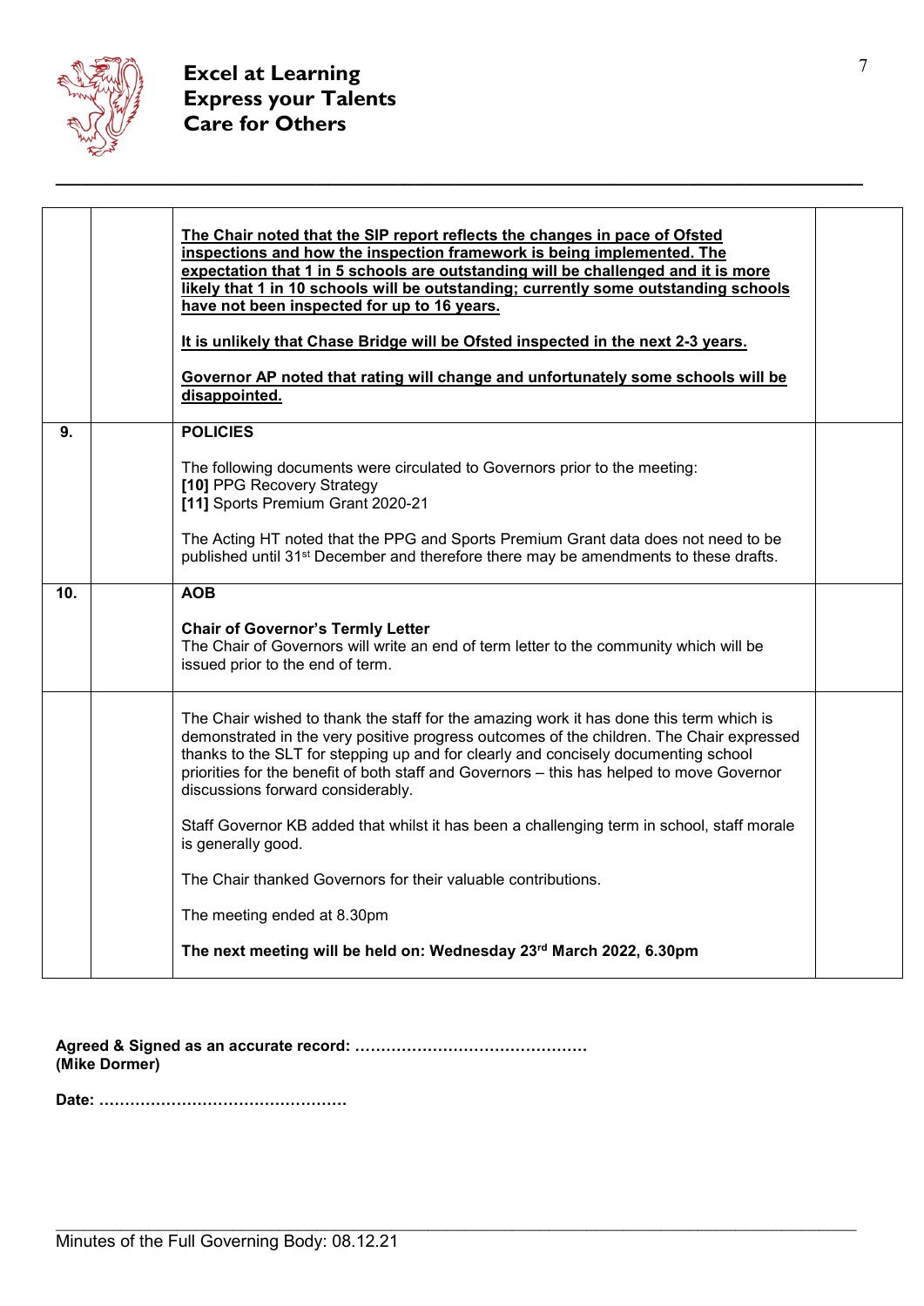**Excel at Learning**
**Express your Talents**
**Care for Others**

| | | | |
|---|---|---|---|
| | | **The Chair noted that the SIP report reflects the changes in pace of Ofsted inspections and how the inspection framework is being implemented. The expectation that 1 in 5 schools are outstanding will be challenged and it is more likely that 1 in 10 schools will be outstanding; currently some outstanding schools have not been inspected for up to 16 years.**<br><br>**It is unlikely that Chase Bridge will be Ofsted inspected in the next 2-3 years.**<br><br>**Governor AP noted that rating will change and unfortunately some schools will be disappointed.** | |
| **9.** | | **POLICIES**<br><br>The following documents were circulated to Governors prior to the meeting:<br>**[10]** PPG Recovery Strategy<br>**[11]** Sports Premium Grant 2020-21<br><br>The Acting HT noted that the PPG and Sports Premium Grant data does not need to be published until 31st December and therefore there may be amendments to these drafts. | |
| **10.** | | **AOB**<br><br>**Chair of Governor's Termly Letter**<br>The Chair of Governors will write an end of term letter to the community which will be issued prior to the end of term. | |
| | | The Chair wished to thank the staff for the amazing work it has done this term which is demonstrated in the very positive progress outcomes of the children. The Chair expressed thanks to the SLT for stepping up and for clearly and concisely documenting school priorities for the benefit of both staff and Governors – this has helped to move Governor discussions forward considerably.<br><br>Staff Governor KB added that whilst it has been a challenging term in school, staff morale is generally good.<br><br>The Chair thanked Governors for their valuable contributions.<br><br>The meeting ended at 8.30pm<br><br>**The next meeting will be held on: Wednesday 23rd March 2022, 6.30pm** | |

**Agreed & Signed as an accurate record: ………………………………………**
**(Mike Dormer)**

**Date: …………………………………………**

Minutes of the Full Governing Body: 08.12.21